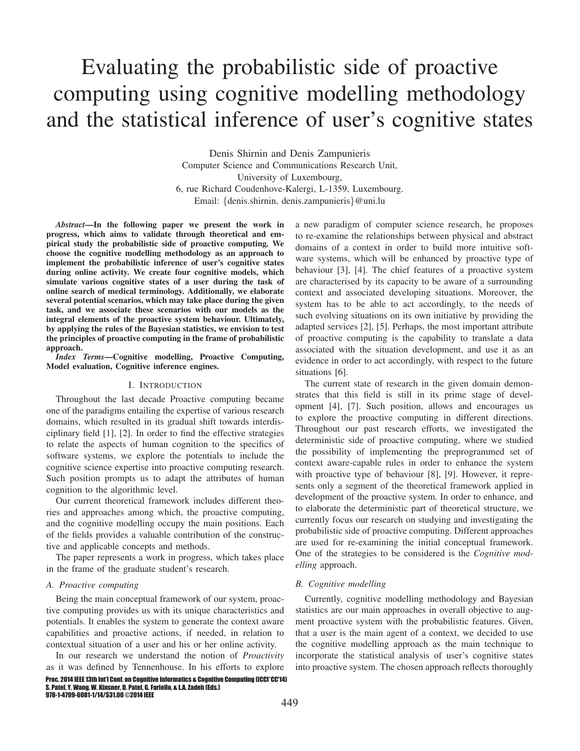# Evaluating the probabilistic side of proactive computing using cognitive modelling methodology and the statistical inference of user's cognitive states

Denis Shirnin and Denis Zampunieris
Computer Science and Communications Research Unit,
University of Luxembourg,
6, rue Richard Coudenhove-Kalergi, L-1359, Luxembourg.
Email: {denis.shirnin, denis.zampunieris}@uni.lu

***Abstract*—In the following paper we present the work in progress, which aims to validate through theoretical and empirical study the probabilistic side of proactive computing. We choose the cognitive modelling methodology as an approach to implement the probabilistic inference of user's cognitive states during online activity. We create four cognitive models, which simulate various cognitive states of a user during the task of online search of medical terminology. Additionally, we elaborate several potential scenarios, which may take place during the given task, and we associate these scenarios with our models as the integral elements of the proactive system behaviour. Ultimately, by applying the rules of the Bayesian statistics, we envision to test the principles of proactive computing in the frame of probabilistic approach.**

***Index Terms*—Cognitive modelling, Proactive Computing, Model evaluation, Cognitive inference engines.**

## I. Introduction

Throughout the last decade Proactive computing became one of the paradigms entailing the expertise of various research domains, which resulted in its gradual shift towards interdisciplinary field [1], [2]. In order to find the effective strategies to relate the aspects of human cognition to the specifics of software systems, we explore the potentials to include the cognitive science expertise into proactive computing research. Such position prompts us to adapt the attributes of human cognition to the algorithmic level.

Our current theoretical framework includes different theories and approaches among which, the proactive computing, and the cognitive modelling occupy the main positions. Each of the fields provides a valuable contribution of the constructive and applicable concepts and methods.

The paper represents a work in progress, which takes place in the frame of the graduate student's research.

### A. Proactive computing

Being the main conceptual framework of our system, proactive computing provides us with its unique characteristics and potentials. It enables the system to generate the context aware capabilities and proactive actions, if needed, in relation to contextual situation of a user and his or her online activity.

In our research we understand the notion of *Proactivity* as it was defined by Tennenhouse. In his efforts to explore a new paradigm of computer science research, he proposes to re-examine the relationships between physical and abstract domains of a context in order to build more intuitive software systems, which will be enhanced by proactive type of behaviour [3], [4]. The chief features of a proactive system are characterised by its capacity to be aware of a surrounding context and associated developing situations. Moreover, the system has to be able to act accordingly, to the needs of such evolving situations on its own initiative by providing the adapted services [2], [5]. Perhaps, the most important attribute of proactive computing is the capability to translate a data associated with the situation development, and use it as an evidence in order to act accordingly, with respect to the future situations [6].

The current state of research in the given domain demonstrates that this field is still in its prime stage of development [4], [7]. Such position, allows and encourages us to explore the proactive computing in different directions. Throughout our past research efforts, we investigated the deterministic side of proactive computing, where we studied the possibility of implementing the preprogrammed set of context aware-capable rules in order to enhance the system with proactive type of behaviour [8], [9]. However, it represents only a segment of the theoretical framework applied in development of the proactive system. In order to enhance, and to elaborate the deterministic part of theoretical structure, we currently focus our research on studying and investigating the probabilistic side of proactive computing. Different approaches are used for re-examining the initial conceptual framework. One of the strategies to be considered is the *Cognitive modelling* approach.

### B. Cognitive modelling

Currently, cognitive modelling methodology and Bayesian statistics are our main approaches in overall objective to augment proactive system with the probabilistic features. Given, that a user is the main agent of a context, we decided to use the cognitive modelling approach as the main technique to incorporate the statistical analysis of user's cognitive states into proactive system. The chosen approach reflects thoroughly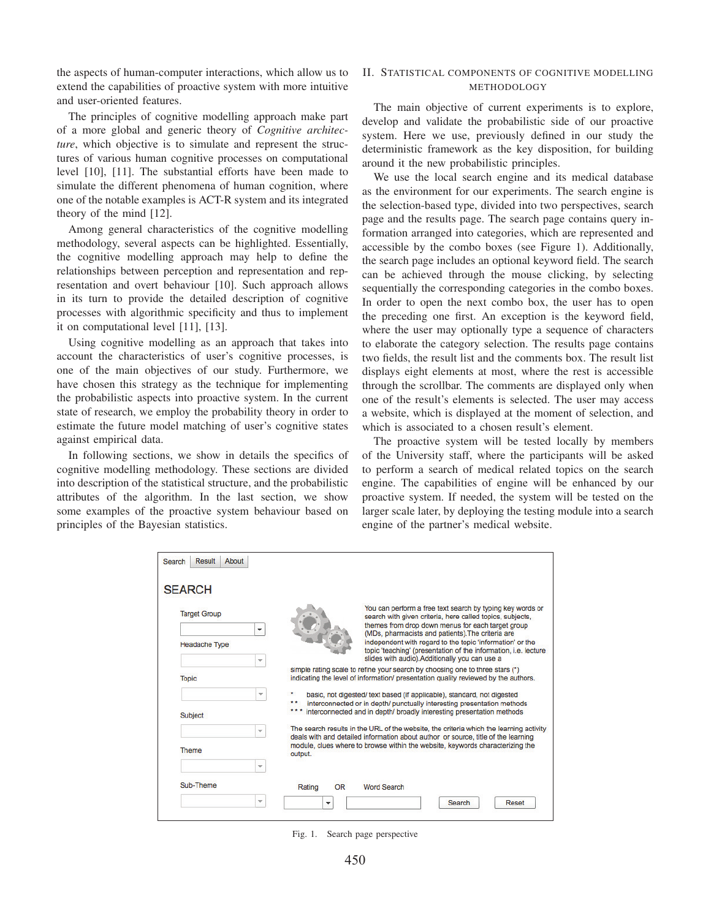the aspects of human-computer interactions, which allow us to extend the capabilities of proactive system with more intuitive and user-oriented features.

The principles of cognitive modelling approach make part of a more global and generic theory of *Cognitive architecture*, which objective is to simulate and represent the structures of various human cognitive processes on computational level [10], [11]. The substantial efforts have been made to simulate the different phenomena of human cognition, where one of the notable examples is ACT-R system and its integrated theory of the mind [12].

Among general characteristics of the cognitive modelling methodology, several aspects can be highlighted. Essentially, the cognitive modelling approach may help to define the relationships between perception and representation and representation and overt behaviour [10]. Such approach allows in its turn to provide the detailed description of cognitive processes with algorithmic specificity and thus to implement it on computational level [11], [13].

Using cognitive modelling as an approach that takes into account the characteristics of user's cognitive processes, is one of the main objectives of our study. Furthermore, we have chosen this strategy as the technique for implementing the probabilistic aspects into proactive system. In the current state of research, we employ the probability theory in order to estimate the future model matching of user's cognitive states against empirical data.

In following sections, we show in details the specifics of cognitive modelling methodology. These sections are divided into description of the statistical structure, and the probabilistic attributes of the algorithm. In the last section, we show some examples of the proactive system behaviour based on principles of the Bayesian statistics.

## II. Statistical Components of Cognitive Modelling Methodology

The main objective of current experiments is to explore, develop and validate the probabilistic side of our proactive system. Here we use, previously defined in our study the deterministic framework as the key disposition, for building around it the new probabilistic principles.

We use the local search engine and its medical database as the environment for our experiments. The search engine is the selection-based type, divided into two perspectives, search page and the results page. The search page contains query information arranged into categories, which are represented and accessible by the combo boxes (see Figure 1). Additionally, the search page includes an optional keyword field. The search can be achieved through the mouse clicking, by selecting sequentially the corresponding categories in the combo boxes. In order to open the next combo box, the user has to open the preceding one first. An exception is the keyword field, where the user may optionally type a sequence of characters to elaborate the category selection. The results page contains two fields, the result list and the comments box. The result list displays eight elements at most, where the rest is accessible through the scrollbar. The comments are displayed only when one of the result's elements is selected. The user may access a website, which is displayed at the moment of selection, and which is associated to a chosen result's element.

The proactive system will be tested locally by members of the University staff, where the participants will be asked to perform a search of medical related topics on the search engine. The capabilities of engine will be enhanced by our proactive system. If needed, the system will be tested on the larger scale later, by deploying the testing module into a search engine of the partner's medical website.

Search | Result | About

SEARCH

Target Group
Headache Type
Topic
Subject
Theme
Sub-Theme

You can perform a free text search by typing key words or search with given criteria, here called topics, subjects, themes from drop down menus for each target group (MDs, pharmacists and patients).The criteria are independent with regard to the topic 'information' or the topic 'teaching' (presentation of the information, i.e. lecture slides with audio).Additionally you can use a simple rating scale to refine your search by choosing one to three stars (*) indicating the level of information/ presentation quality reviewed by the authors.

- \* basic, not digested/ text based (if applicable), standard, not digested
- \*\* interconnected or in depth/ punctually interesting presentation methods
- \*\*\* interconnected and in depth/ broadly interesting presentation methods

The search results in the URL of the website, the criteria which the learning activity deals with and detailed information about author or source, title of the learning module, clues where to browse within the website, keywords characterizing the output.

Rating OR Word Search

Search | Reset

Fig. 1. Search page perspective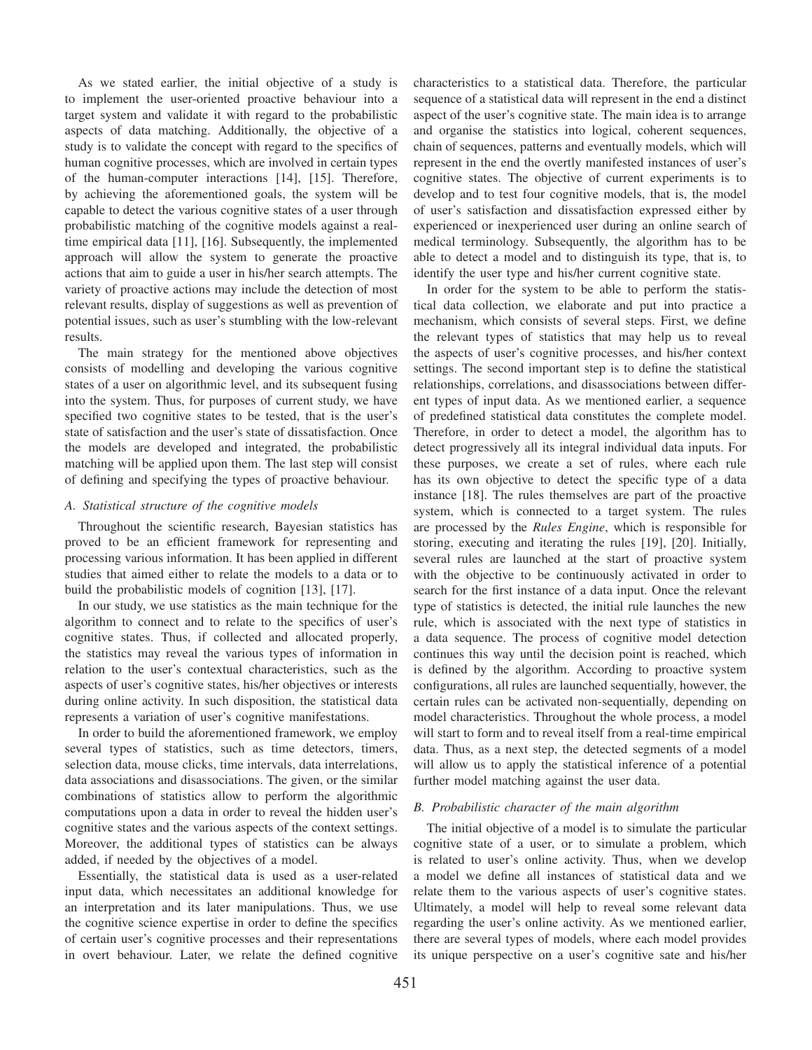As we stated earlier, the initial objective of a study is to implement the user-oriented proactive behaviour into a target system and validate it with regard to the probabilistic aspects of data matching. Additionally, the objective of a study is to validate the concept with regard to the specifics of human cognitive processes, which are involved in certain types of the human-computer interactions [14], [15]. Therefore, by achieving the aforementioned goals, the system will be capable to detect the various cognitive states of a user through probabilistic matching of the cognitive models against a real-time empirical data [11], [16]. Subsequently, the implemented approach will allow the system to generate the proactive actions that aim to guide a user in his/her search attempts. The variety of proactive actions may include the detection of most relevant results, display of suggestions as well as prevention of potential issues, such as user's stumbling with the low-relevant results.

The main strategy for the mentioned above objectives consists of modelling and developing the various cognitive states of a user on algorithmic level, and its subsequent fusing into the system. Thus, for purposes of current study, we have specified two cognitive states to be tested, that is the user's state of satisfaction and the user's state of dissatisfaction. Once the models are developed and integrated, the probabilistic matching will be applied upon them. The last step will consist of defining and specifying the types of proactive behaviour.

### A. Statistical structure of the cognitive models

Throughout the scientific research, Bayesian statistics has proved to be an efficient framework for representing and processing various information. It has been applied in different studies that aimed either to relate the models to a data or to build the probabilistic models of cognition [13], [17].

In our study, we use statistics as the main technique for the algorithm to connect and to relate to the specifics of user's cognitive states. Thus, if collected and allocated properly, the statistics may reveal the various types of information in relation to the user's contextual characteristics, such as the aspects of user's cognitive states, his/her objectives or interests during online activity. In such disposition, the statistical data represents a variation of user's cognitive manifestations.

In order to build the aforementioned framework, we employ several types of statistics, such as time detectors, timers, selection data, mouse clicks, time intervals, data interrelations, data associations and disassociations. The given, or the similar combinations of statistics allow to perform the algorithmic computations upon a data in order to reveal the hidden user's cognitive states and the various aspects of the context settings. Moreover, the additional types of statistics can be always added, if needed by the objectives of a model.

Essentially, the statistical data is used as a user-related input data, which necessitates an additional knowledge for an interpretation and its later manipulations. Thus, we use the cognitive science expertise in order to define the specifics of certain user's cognitive processes and their representations in overt behaviour. Later, we relate the defined cognitive characteristics to a statistical data. Therefore, the particular sequence of a statistical data will represent in the end a distinct aspect of the user's cognitive state. The main idea is to arrange and organise the statistics into logical, coherent sequences, chain of sequences, patterns and eventually models, which will represent in the end the overtly manifested instances of user's cognitive states. The objective of current experiments is to develop and to test four cognitive models, that is, the model of user's satisfaction and dissatisfaction expressed either by experienced or inexperienced user during an online search of medical terminology. Subsequently, the algorithm has to be able to detect a model and to distinguish its type, that is, to identify the user type and his/her current cognitive state.

In order for the system to be able to perform the statistical data collection, we elaborate and put into practice a mechanism, which consists of several steps. First, we define the relevant types of statistics that may help us to reveal the aspects of user's cognitive processes, and his/her context settings. The second important step is to define the statistical relationships, correlations, and disassociations between different types of input data. As we mentioned earlier, a sequence of predefined statistical data constitutes the complete model. Therefore, in order to detect a model, the algorithm has to detect progressively all its integral individual data inputs. For these purposes, we create a set of rules, where each rule has its own objective to detect the specific type of a data instance [18]. The rules themselves are part of the proactive system, which is connected to a target system. The rules are processed by the *Rules Engine*, which is responsible for storing, executing and iterating the rules [19], [20]. Initially, several rules are launched at the start of proactive system with the objective to be continuously activated in order to search for the first instance of a data input. Once the relevant type of statistics is detected, the initial rule launches the new rule, which is associated with the next type of statistics in a data sequence. The process of cognitive model detection continues this way until the decision point is reached, which is defined by the algorithm. According to proactive system configurations, all rules are launched sequentially, however, the certain rules can be activated non-sequentially, depending on model characteristics. Throughout the whole process, a model will start to form and to reveal itself from a real-time empirical data. Thus, as a next step, the detected segments of a model will allow us to apply the statistical inference of a potential further model matching against the user data.

### B. Probabilistic character of the main algorithm

The initial objective of a model is to simulate the particular cognitive state of a user, or to simulate a problem, which is related to user's online activity. Thus, when we develop a model we define all instances of statistical data and we relate them to the various aspects of user's cognitive states. Ultimately, a model will help to reveal some relevant data regarding the user's online activity. As we mentioned earlier, there are several types of models, where each model provides its unique perspective on a user's cognitive sate and his/her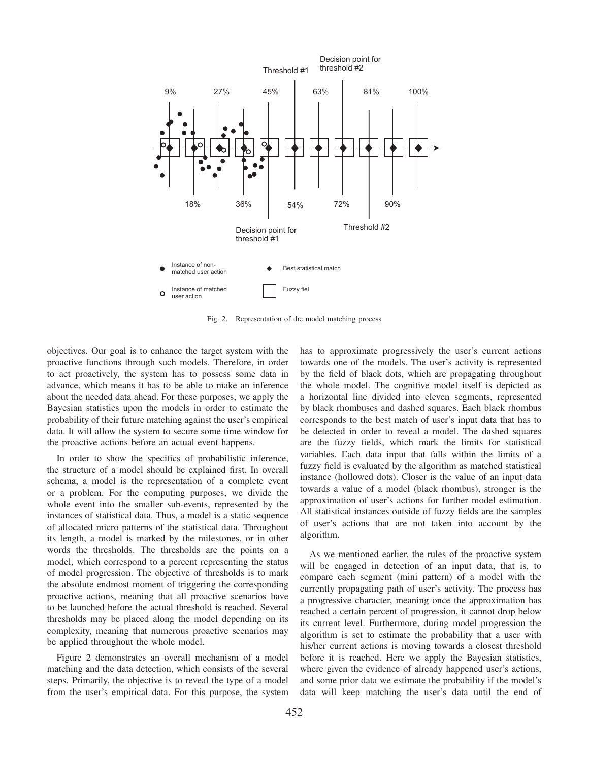Fig. 2. Representation of the model matching process

objectives. Our goal is to enhance the target system with the proactive functions through such models. Therefore, in order to act proactively, the system has to possess some data in advance, which means it has to be able to make an inference about the needed data ahead. For these purposes, we apply the Bayesian statistics upon the models in order to estimate the probability of their future matching against the user's empirical data. It will allow the system to secure some time window for the proactive actions before an actual event happens.

In order to show the specifics of probabilistic inference, the structure of a model should be explained first. In overall schema, a model is the representation of a complete event or a problem. For the computing purposes, we divide the whole event into the smaller sub-events, represented by the instances of statistical data. Thus, a model is a static sequence of allocated micro patterns of the statistical data. Throughout its length, a model is marked by the milestones, or in other words the thresholds. The thresholds are the points on a model, which correspond to a percent representing the status of model progression. The objective of thresholds is to mark the absolute endmost moment of triggering the corresponding proactive actions, meaning that all proactive scenarios have to be launched before the actual threshold is reached. Several thresholds may be placed along the model depending on its complexity, meaning that numerous proactive scenarios may be applied throughout the whole model.

Figure 2 demonstrates an overall mechanism of a model matching and the data detection, which consists of the several steps. Primarily, the objective is to reveal the type of a model from the user's empirical data. For this purpose, the system has to approximate progressively the user's current actions towards one of the models. The user's activity is represented by the field of black dots, which are propagating throughout the whole model. The cognitive model itself is depicted as a horizontal line divided into eleven segments, represented by black rhombuses and dashed squares. Each black rhombus corresponds to the best match of user's input data that has to be detected in order to reveal a model. The dashed squares are the fuzzy fields, which mark the limits for statistical variables. Each data input that falls within the limits of a fuzzy field is evaluated by the algorithm as matched statistical instance (hollowed dots). Closer is the value of an input data towards a value of a model (black rhombus), stronger is the approximation of user's actions for further model estimation. All statistical instances outside of fuzzy fields are the samples of user's actions that are not taken into account by the algorithm.

As we mentioned earlier, the rules of the proactive system will be engaged in detection of an input data, that is, to compare each segment (mini pattern) of a model with the currently propagating path of user's activity. The process has a progressive character, meaning once the approximation has reached a certain percent of progression, it cannot drop below its current level. Furthermore, during model progression the algorithm is set to estimate the probability that a user with his/her current actions is moving towards a closest threshold before it is reached. Here we apply the Bayesian statistics, where given the evidence of already happened user's actions, and some prior data we estimate the probability if the model's data will keep matching the user's data until the end of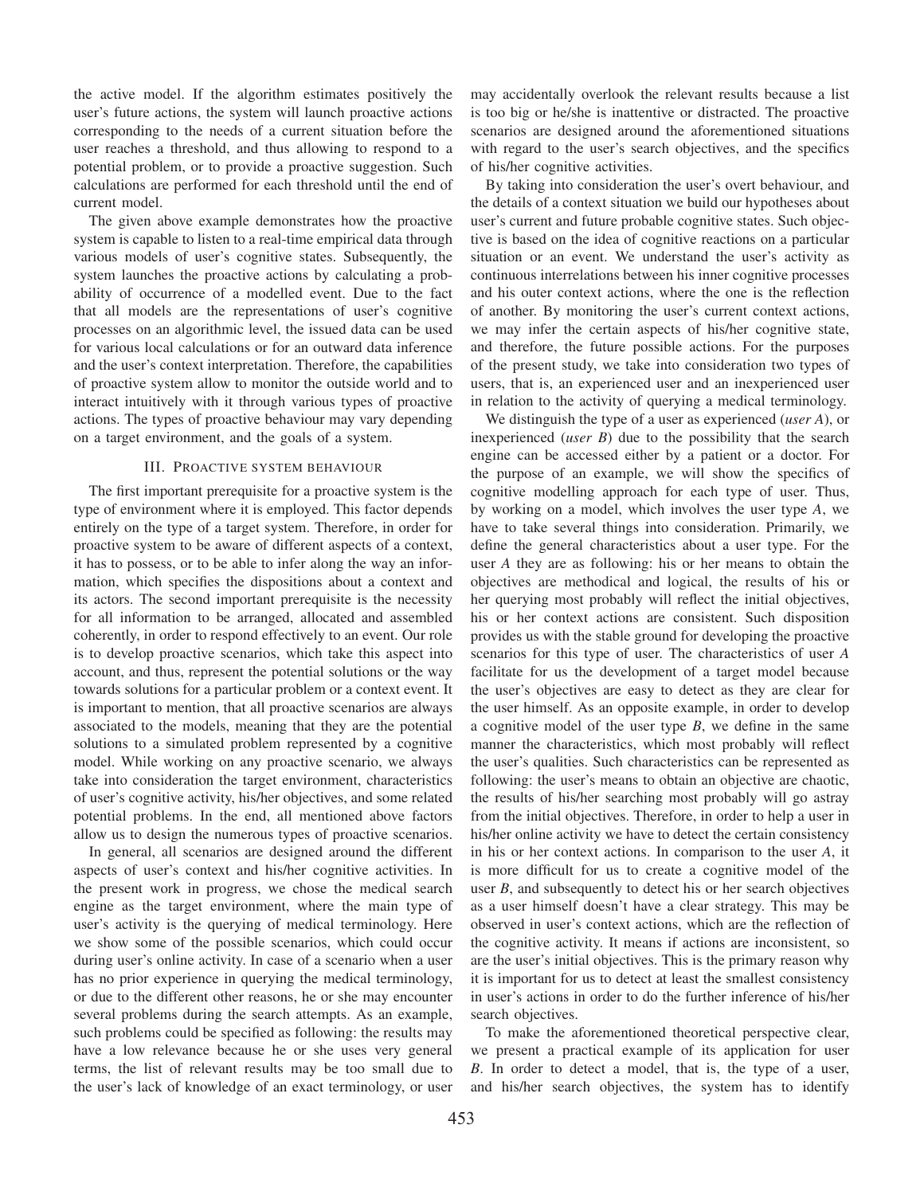the active model. If the algorithm estimates positively the user's future actions, the system will launch proactive actions corresponding to the needs of a current situation before the user reaches a threshold, and thus allowing to respond to a potential problem, or to provide a proactive suggestion. Such calculations are performed for each threshold until the end of current model.

The given above example demonstrates how the proactive system is capable to listen to a real-time empirical data through various models of user's cognitive states. Subsequently, the system launches the proactive actions by calculating a probability of occurrence of a modelled event. Due to the fact that all models are the representations of user's cognitive processes on an algorithmic level, the issued data can be used for various local calculations or for an outward data inference and the user's context interpretation. Therefore, the capabilities of proactive system allow to monitor the outside world and to interact intuitively with it through various types of proactive actions. The types of proactive behaviour may vary depending on a target environment, and the goals of a system.

## III. Proactive system behaviour

The first important prerequisite for a proactive system is the type of environment where it is employed. This factor depends entirely on the type of a target system. Therefore, in order for proactive system to be aware of different aspects of a context, it has to possess, or to be able to infer along the way an information, which specifies the dispositions about a context and its actors. The second important prerequisite is the necessity for all information to be arranged, allocated and assembled coherently, in order to respond effectively to an event. Our role is to develop proactive scenarios, which take this aspect into account, and thus, represent the potential solutions or the way towards solutions for a particular problem or a context event. It is important to mention, that all proactive scenarios are always associated to the models, meaning that they are the potential solutions to a simulated problem represented by a cognitive model. While working on any proactive scenario, we always take into consideration the target environment, characteristics of user's cognitive activity, his/her objectives, and some related potential problems. In the end, all mentioned above factors allow us to design the numerous types of proactive scenarios.

In general, all scenarios are designed around the different aspects of user's context and his/her cognitive activities. In the present work in progress, we chose the medical search engine as the target environment, where the main type of user's activity is the querying of medical terminology. Here we show some of the possible scenarios, which could occur during user's online activity. In case of a scenario when a user has no prior experience in querying the medical terminology, or due to the different other reasons, he or she may encounter several problems during the search attempts. As an example, such problems could be specified as following: the results may have a low relevance because he or she uses very general terms, the list of relevant results may be too small due to the user's lack of knowledge of an exact terminology, or user may accidentally overlook the relevant results because a list is too big or he/she is inattentive or distracted. The proactive scenarios are designed around the aforementioned situations with regard to the user's search objectives, and the specifics of his/her cognitive activities.

By taking into consideration the user's overt behaviour, and the details of a context situation we build our hypotheses about user's current and future probable cognitive states. Such objective is based on the idea of cognitive reactions on a particular situation or an event. We understand the user's activity as continuous interrelations between his inner cognitive processes and his outer context actions, where the one is the reflection of another. By monitoring the user's current context actions, we may infer the certain aspects of his/her cognitive state, and therefore, the future possible actions. For the purposes of the present study, we take into consideration two types of users, that is, an experienced user and an inexperienced user in relation to the activity of querying a medical terminology.

We distinguish the type of a user as experienced (*user A*), or inexperienced (*user B*) due to the possibility that the search engine can be accessed either by a patient or a doctor. For the purpose of an example, we will show the specifics of cognitive modelling approach for each type of user. Thus, by working on a model, which involves the user type *A*, we have to take several things into consideration. Primarily, we define the general characteristics about a user type. For the user *A* they are as following: his or her means to obtain the objectives are methodical and logical, the results of his or her querying most probably will reflect the initial objectives, his or her context actions are consistent. Such disposition provides us with the stable ground for developing the proactive scenarios for this type of user. The characteristics of user *A* facilitate for us the development of a target model because the user's objectives are easy to detect as they are clear for the user himself. As an opposite example, in order to develop a cognitive model of the user type *B*, we define in the same manner the characteristics, which most probably will reflect the user's qualities. Such characteristics can be represented as following: the user's means to obtain an objective are chaotic, the results of his/her searching most probably will go astray from the initial objectives. Therefore, in order to help a user in his/her online activity we have to detect the certain consistency in his or her context actions. In comparison to the user *A*, it is more difficult for us to create a cognitive model of the user *B*, and subsequently to detect his or her search objectives as a user himself doesn't have a clear strategy. This may be observed in user's context actions, which are the reflection of the cognitive activity. It means if actions are inconsistent, so are the user's initial objectives. This is the primary reason why it is important for us to detect at least the smallest consistency in user's actions in order to do the further inference of his/her search objectives.

To make the aforementioned theoretical perspective clear, we present a practical example of its application for user *B*. In order to detect a model, that is, the type of a user, and his/her search objectives, the system has to identify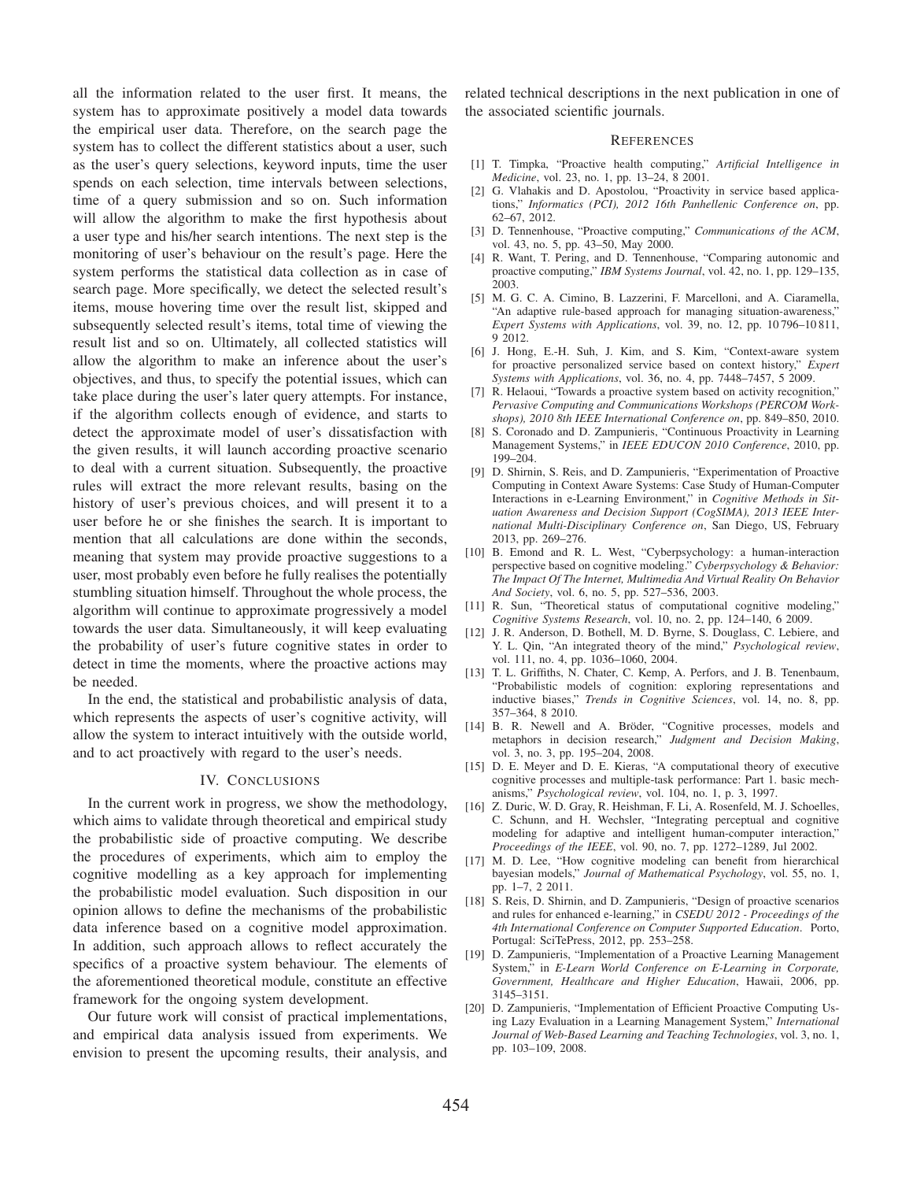all the information related to the user first. It means, the system has to approximate positively a model data towards the empirical user data. Therefore, on the search page the system has to collect the different statistics about a user, such as the user's query selections, keyword inputs, time the user spends on each selection, time intervals between selections, time of a query submission and so on. Such information will allow the algorithm to make the first hypothesis about a user type and his/her search intentions. The next step is the monitoring of user's behaviour on the result's page. Here the system performs the statistical data collection as in case of search page. More specifically, we detect the selected result's items, mouse hovering time over the result list, skipped and subsequently selected result's items, total time of viewing the result list and so on. Ultimately, all collected statistics will allow the algorithm to make an inference about the user's objectives, and thus, to specify the potential issues, which can take place during the user's later query attempts. For instance, if the algorithm collects enough of evidence, and starts to detect the approximate model of user's dissatisfaction with the given results, it will launch according proactive scenario to deal with a current situation. Subsequently, the proactive rules will extract the more relevant results, basing on the history of user's previous choices, and will present it to a user before he or she finishes the search. It is important to mention that all calculations are done within the seconds, meaning that system may provide proactive suggestions to a user, most probably even before he fully realises the potentially stumbling situation himself. Throughout the whole process, the algorithm will continue to approximate progressively a model towards the user data. Simultaneously, it will keep evaluating the probability of user's future cognitive states in order to detect in time the moments, where the proactive actions may be needed.

In the end, the statistical and probabilistic analysis of data, which represents the aspects of user's cognitive activity, will allow the system to interact intuitively with the outside world, and to act proactively with regard to the user's needs.

## IV. Conclusions

In the current work in progress, we show the methodology, which aims to validate through theoretical and empirical study the probabilistic side of proactive computing. We describe the procedures of experiments, which aim to employ the cognitive modelling as a key approach for implementing the probabilistic model evaluation. Such disposition in our opinion allows to define the mechanisms of the probabilistic data inference based on a cognitive model approximation. In addition, such approach allows to reflect accurately the specifics of a proactive system behaviour. The elements of the aforementioned theoretical module, constitute an effective framework for the ongoing system development.

Our future work will consist of practical implementations, and empirical data analysis issued from experiments. We envision to present the upcoming results, their analysis, and related technical descriptions in the next publication in one of the associated scientific journals.

## References

[1] T. Timpka, "Proactive health computing," *Artificial Intelligence in Medicine*, vol. 23, no. 1, pp. 13–24, 8 2001.

[2] G. Vlahakis and D. Apostolou, "Proactivity in service based applications," *Informatics (PCI), 2012 16th Panhellenic Conference on*, pp. 62–67, 2012.

[3] D. Tennenhouse, "Proactive computing," *Communications of the ACM*, vol. 43, no. 5, pp. 43–50, May 2000.

[4] R. Want, T. Pering, and D. Tennenhouse, "Comparing autonomic and proactive computing," *IBM Systems Journal*, vol. 42, no. 1, pp. 129–135, 2003.

[5] M. G. C. A. Cimino, B. Lazzerini, F. Marcelloni, and A. Ciaramella, "An adaptive rule-based approach for managing situation-awareness," *Expert Systems with Applications*, vol. 39, no. 12, pp. 10 796–10 811, 9 2012.

[6] J. Hong, E.-H. Suh, J. Kim, and S. Kim, "Context-aware system for proactive personalized service based on context history," *Expert Systems with Applications*, vol. 36, no. 4, pp. 7448–7457, 5 2009.

[7] R. Helaoui, "Towards a proactive system based on activity recognition," *Pervasive Computing and Communications Workshops (PERCOM Workshops), 2010 8th IEEE International Conference on*, pp. 849–850, 2010.

[8] S. Coronado and D. Zampunieris, "Continuous Proactivity in Learning Management Systems," in *IEEE EDUCON 2010 Conference*, 2010, pp. 199–204.

[9] D. Shirnin, S. Reis, and D. Zampunieris, "Experimentation of Proactive Computing in Context Aware Systems: Case Study of Human-Computer Interactions in e-Learning Environment," in *Cognitive Methods in Situation Awareness and Decision Support (CogSIMA), 2013 IEEE International Multi-Disciplinary Conference on*, San Diego, US, February 2013, pp. 269–276.

[10] B. Emond and R. L. West, "Cyberpsychology: a human-interaction perspective based on cognitive modeling." *Cyberpsychology & Behavior: The Impact Of The Internet, Multimedia And Virtual Reality On Behavior And Society*, vol. 6, no. 5, pp. 527–536, 2003.

[11] R. Sun, "Theoretical status of computational cognitive modeling," *Cognitive Systems Research*, vol. 10, no. 2, pp. 124–140, 6 2009.

[12] J. R. Anderson, D. Bothell, M. D. Byrne, S. Douglass, C. Lebiere, and Y. L. Qin, "An integrated theory of the mind," *Psychological review*, vol. 111, no. 4, pp. 1036–1060, 2004.

[13] T. L. Griffiths, N. Chater, C. Kemp, A. Perfors, and J. B. Tenenbaum, "Probabilistic models of cognition: exploring representations and inductive biases," *Trends in Cognitive Sciences*, vol. 14, no. 8, pp. 357–364, 8 2010.

[14] B. R. Newell and A. Bröder, "Cognitive processes, models and metaphors in decision research," *Judgment and Decision Making*, vol. 3, no. 3, pp. 195–204, 2008.

[15] D. E. Meyer and D. E. Kieras, "A computational theory of executive cognitive processes and multiple-task performance: Part 1. basic mechanisms," *Psychological review*, vol. 104, no. 1, p. 3, 1997.

[16] Z. Duric, W. D. Gray, R. Heishman, F. Li, A. Rosenfeld, M. J. Schoelles, C. Schunn, and H. Wechsler, "Integrating perceptual and cognitive modeling for adaptive and intelligent human-computer interaction," *Proceedings of the IEEE*, vol. 90, no. 7, pp. 1272–1289, Jul 2002.

[17] M. D. Lee, "How cognitive modeling can benefit from hierarchical bayesian models," *Journal of Mathematical Psychology*, vol. 55, no. 1, pp. 1–7, 2 2011.

[18] S. Reis, D. Shirnin, and D. Zampunieris, "Design of proactive scenarios and rules for enhanced e-learning," in *CSEDU 2012 - Proceedings of the 4th International Conference on Computer Supported Education*. Porto, Portugal: SciTePress, 2012, pp. 253–258.

[19] D. Zampunieris, "Implementation of a Proactive Learning Management System," in *E-Learn World Conference on E-Learning in Corporate, Government, Healthcare and Higher Education*, Hawaii, 2006, pp. 3145–3151.

[20] D. Zampunieris, "Implementation of Efficient Proactive Computing Using Lazy Evaluation in a Learning Management System," *International Journal of Web-Based Learning and Teaching Technologies*, vol. 3, no. 1, pp. 103–109, 2008.